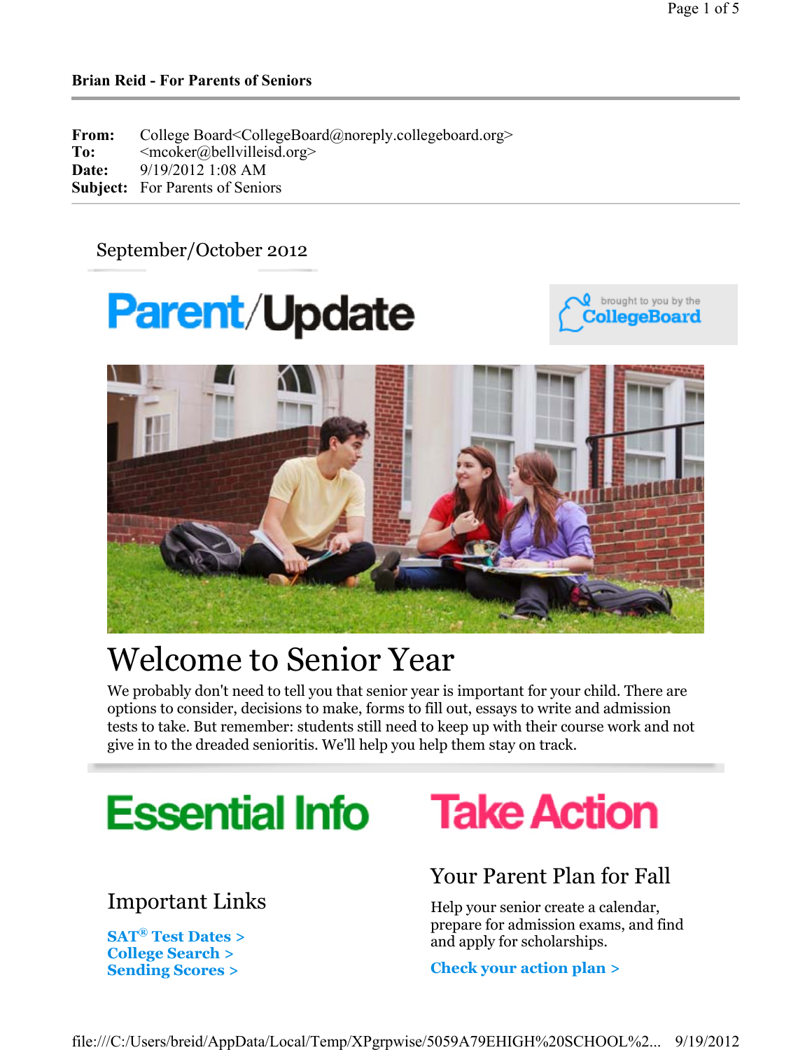**Brian Reid - For Parents of Seniors**

---

**From:** College Board<CollegeBoard@noreply.collegeboard.org>
**To:** <mcoker@bellvilleisd.org>
**Date:** 9/19/2012 1:08 AM
**Subject:** For Parents of Seniors

---

September/October 2012

# Parent/Update

brought to you by the CollegeBoard

# Welcome to Senior Year

We probably don't need to tell you that senior year is important for your child. There are options to consider, decisions to make, forms to fill out, essays to write and admission tests to take. But remember: students still need to keep up with their course work and not give in to the dreaded senioritis. We'll help you help them stay on track.

## Essential Info

### Important Links

**SAT® Test Dates >**
**College Search >**
**Sending Scores >**

## Take Action

### Your Parent Plan for Fall

Help your senior create a calendar, prepare for admission exams, and find and apply for scholarships.

**Check your action plan >**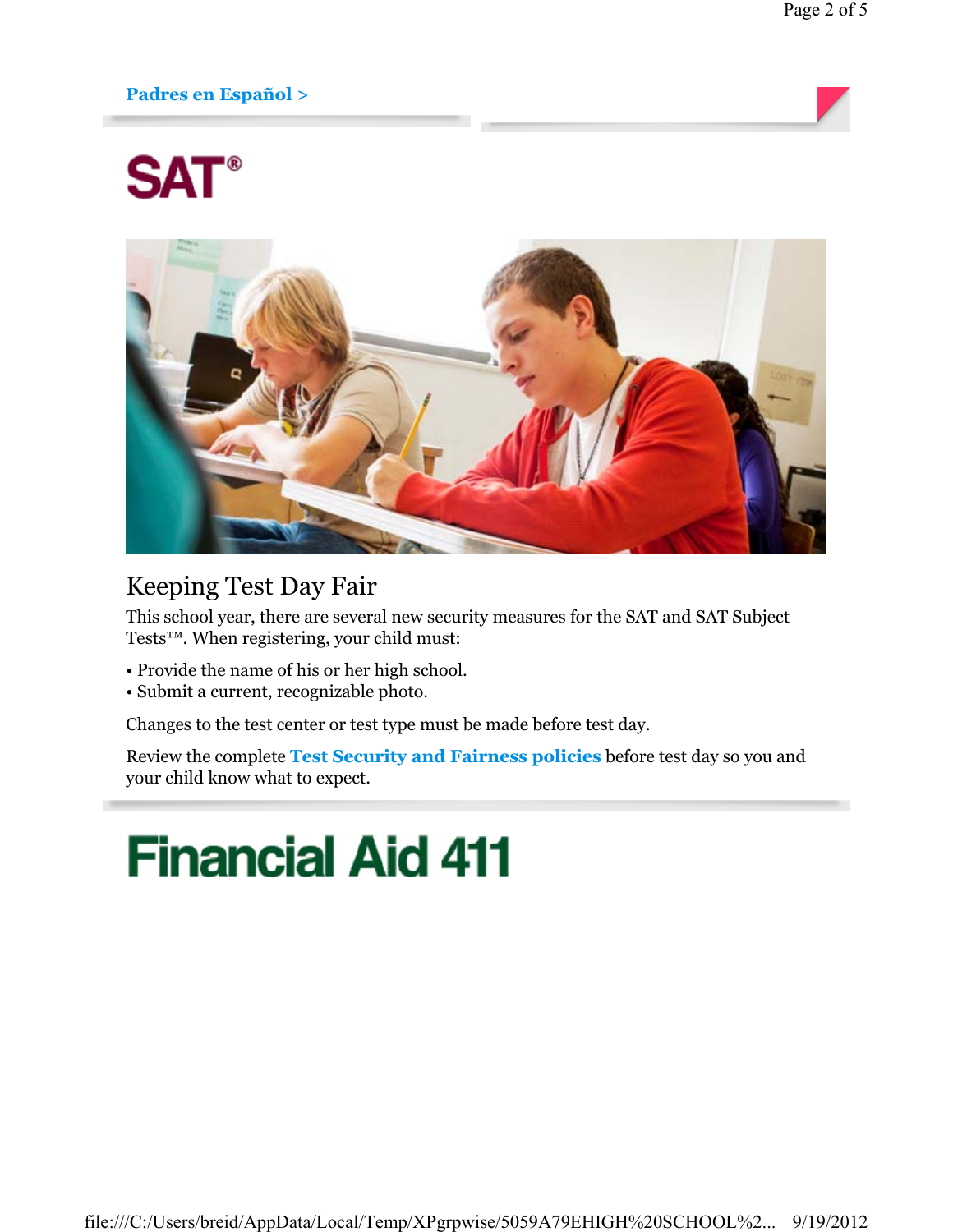**Padres en Español >**

# SAT®

## Keeping Test Day Fair

This school year, there are several new security measures for the SAT and SAT Subject Tests™. When registering, your child must:

- Provide the name of his or her high school.
- Submit a current, recognizable photo.

Changes to the test center or test type must be made before test day.

Review the complete **Test Security and Fairness policies** before test day so you and your child know what to expect.

# Financial Aid 411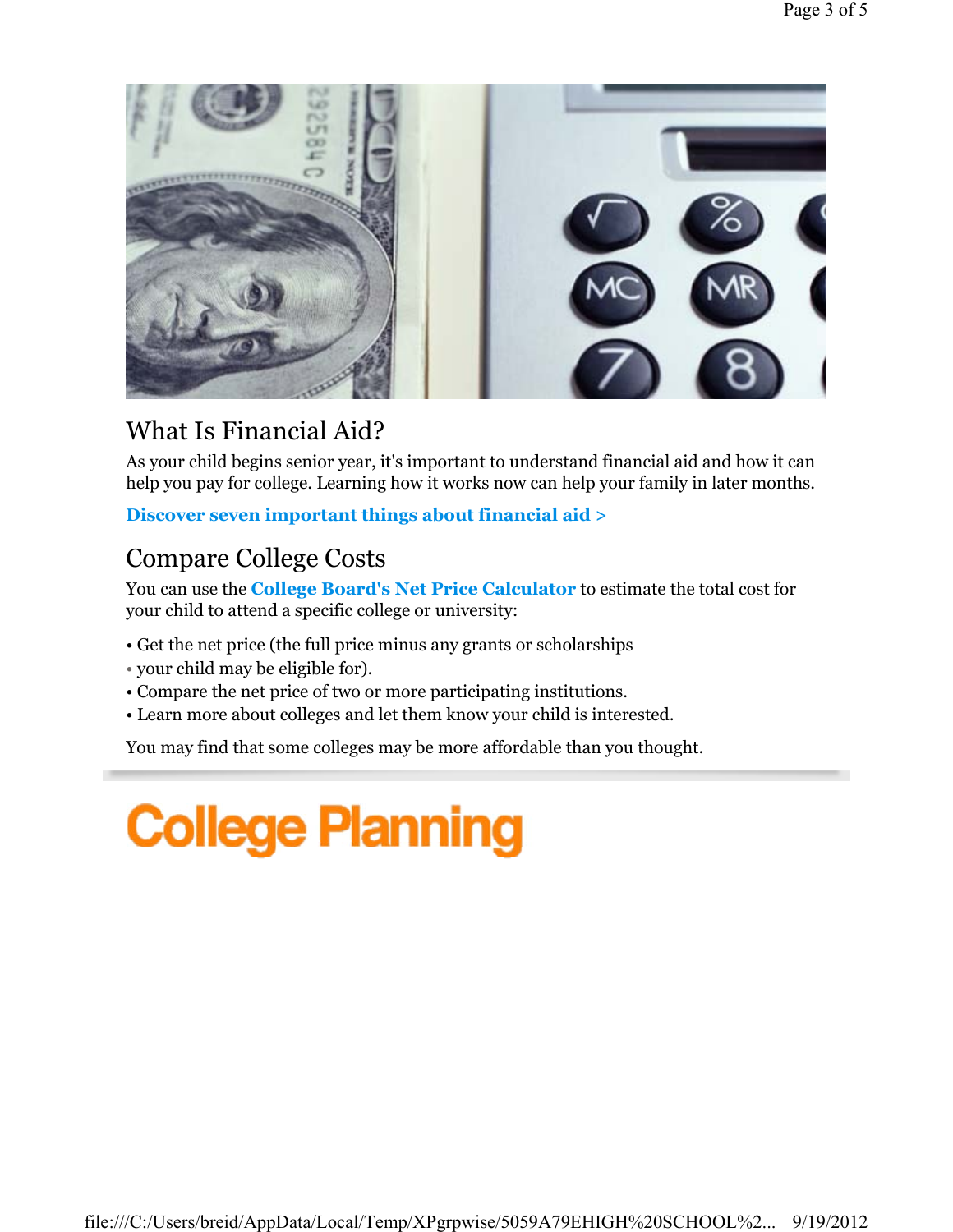## What Is Financial Aid?

As your child begins senior year, it's important to understand financial aid and how it can help you pay for college. Learning how it works now can help your family in later months.

**Discover seven important things about financial aid >**

## Compare College Costs

You can use the **College Board's Net Price Calculator** to estimate the total cost for your child to attend a specific college or university:

- Get the net price (the full price minus any grants or scholarships
- your child may be eligible for).
- Compare the net price of two or more participating institutions.
- Learn more about colleges and let them know your child is interested.

You may find that some colleges may be more affordable than you thought.

# College Planning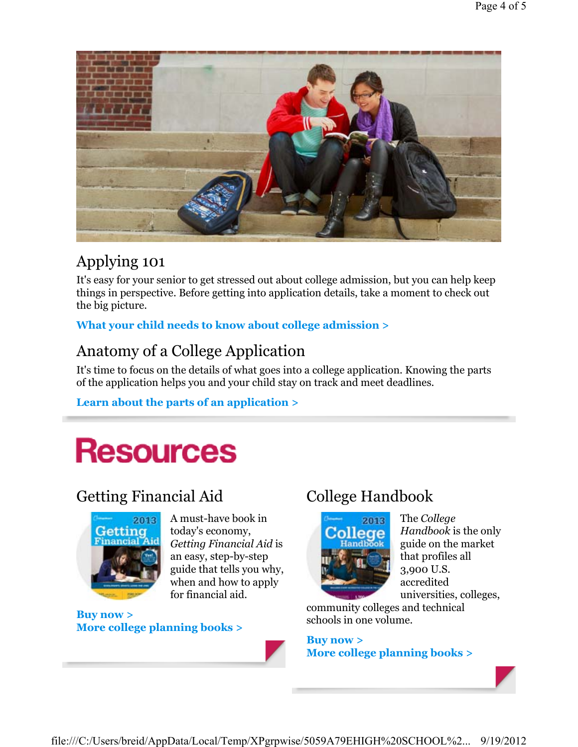## Applying 101

It's easy for your senior to get stressed out about college admission, but you can help keep things in perspective. Before getting into application details, take a moment to check out the big picture.

**What your child needs to know about college admission >**

## Anatomy of a College Application

It's time to focus on the details of what goes into a college application. Knowing the parts of the application helps you and your child stay on track and meet deadlines.

**Learn about the parts of an application >**

# Resources

## Getting Financial Aid

A must-have book in today's economy, *Getting Financial Aid* is an easy, step-by-step guide that tells you why, when and how to apply for financial aid.

**Buy now >**
**More college planning books >**

## College Handbook

The *College Handbook* is the only guide on the market that profiles all 3,900 U.S. accredited universities, colleges, community colleges and technical schools in one volume.

**Buy now >**
**More college planning books >**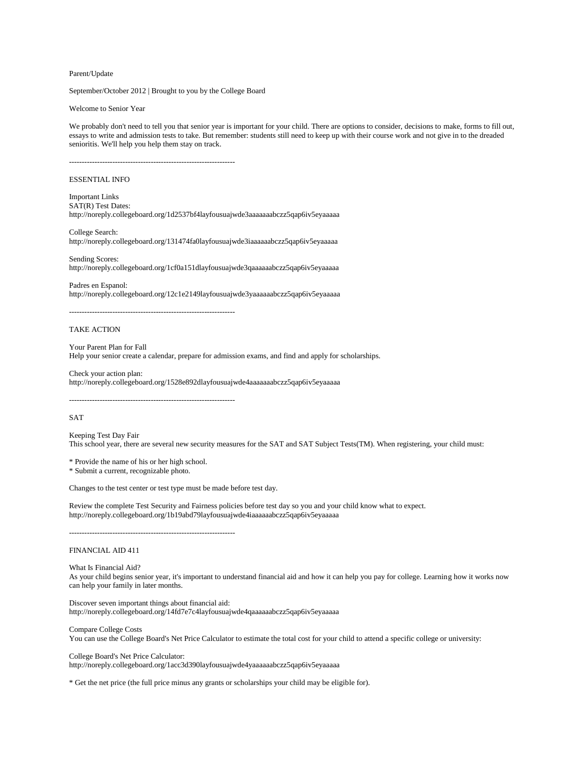Parent/Update

September/October 2012 | Brought to you by the College Board

Welcome to Senior Year

We probably don't need to tell you that senior year is important for your child. There are options to consider, decisions to make, forms to fill out, essays to write and admission tests to take. But remember: students still need to keep up with their course work and not give in to the dreaded senioritis. We'll help you help them stay on track.

-----------------------------------------------------------------

ESSENTIAL INFO

Important Links
SAT(R) Test Dates:
http://noreply.collegeboard.org/1d2537bf4layfousuajwde3aaaaaaabczz5qap6iv5eyaaaaa

College Search:
http://noreply.collegeboard.org/131474fa0layfousuajwde3iaaaaaabczz5qap6iv5eyaaaaa

Sending Scores:
http://noreply.collegeboard.org/1cf0a151dlayfousuajwde3qaaaaaabczz5qap6iv5eyaaaaa

Padres en Espanol:
http://noreply.collegeboard.org/12c1e2149layfousuajwde3yaaaaaabczz5qap6iv5eyaaaaa

-----------------------------------------------------------------

TAKE ACTION

Your Parent Plan for Fall
Help your senior create a calendar, prepare for admission exams, and find and apply for scholarships.

Check your action plan:
http://noreply.collegeboard.org/1528e892dlayfousuajwde4aaaaaaabczz5qap6iv5eyaaaaa

-----------------------------------------------------------------

SAT

Keeping Test Day Fair
This school year, there are several new security measures for the SAT and SAT Subject Tests(TM). When registering, your child must:

* Provide the name of his or her high school.
* Submit a current, recognizable photo.

Changes to the test center or test type must be made before test day.

Review the complete Test Security and Fairness policies before test day so you and your child know what to expect.
http://noreply.collegeboard.org/1b19abd79layfousuajwde4iaaaaaabczz5qap6iv5eyaaaaa

-----------------------------------------------------------------

FINANCIAL AID 411

What Is Financial Aid?
As your child begins senior year, it's important to understand financial aid and how it can help you pay for college. Learning how it works now can help your family in later months.

Discover seven important things about financial aid:
http://noreply.collegeboard.org/14fd7e7c4layfousuajwde4qaaaaaabczz5qap6iv5eyaaaaa

Compare College Costs
You can use the College Board's Net Price Calculator to estimate the total cost for your child to attend a specific college or university:

College Board's Net Price Calculator:
http://noreply.collegeboard.org/1acc3d390layfousuajwde4yaaaaaabczz5qap6iv5eyaaaaa

* Get the net price (the full price minus any grants or scholarships your child may be eligible for).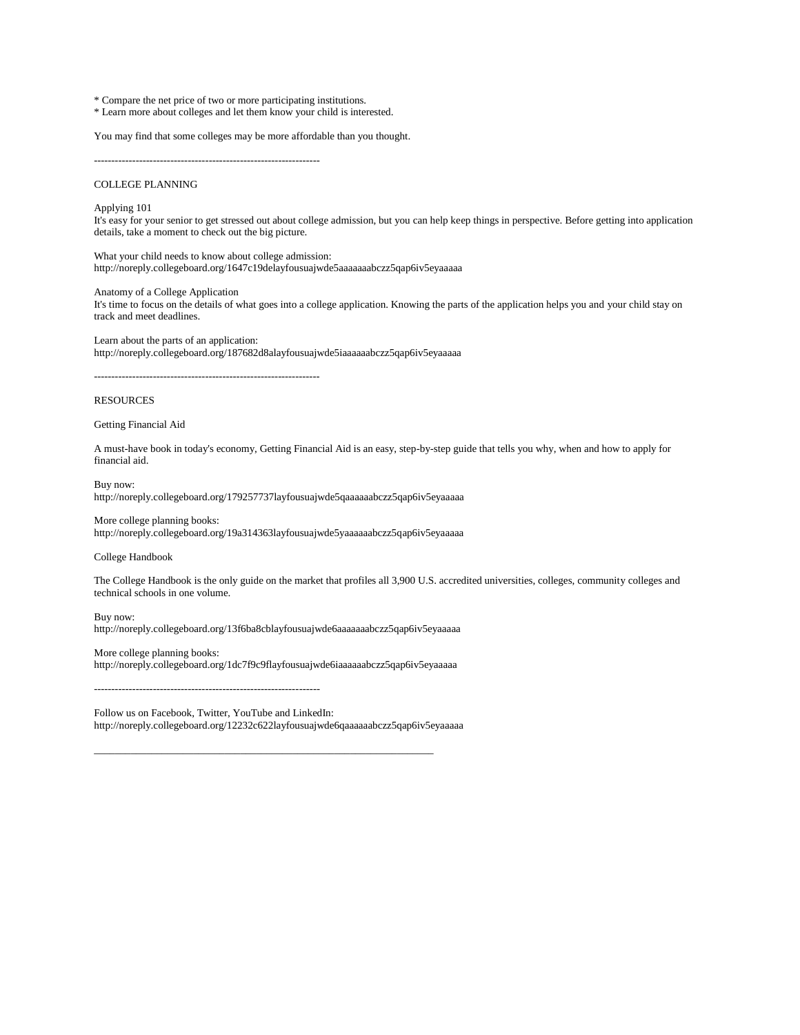* Compare the net price of two or more participating institutions.
* Learn more about colleges and let them know your child is interested.

You may find that some colleges may be more affordable than you thought.

----------------------------------------------------------------

COLLEGE PLANNING

Applying 101
It's easy for your senior to get stressed out about college admission, but you can help keep things in perspective. Before getting into application details, take a moment to check out the big picture.

What your child needs to know about college admission:
http://noreply.collegeboard.org/1647c19delayfousuajwde5aaaaaaabczz5qap6iv5eyaaaaa

Anatomy of a College Application
It's time to focus on the details of what goes into a college application. Knowing the parts of the application helps you and your child stay on track and meet deadlines.

Learn about the parts of an application:
http://noreply.collegeboard.org/187682d8alayfousuajwde5iaaaaaabczz5qap6iv5eyaaaaa

----------------------------------------------------------------

RESOURCES

Getting Financial Aid

A must-have book in today's economy, Getting Financial Aid is an easy, step-by-step guide that tells you why, when and how to apply for financial aid.

Buy now:
http://noreply.collegeboard.org/179257737layfousuajwde5qaaaaaabczz5qap6iv5eyaaaaa

More college planning books:
http://noreply.collegeboard.org/19a314363layfousuajwde5yaaaaaabczz5qap6iv5eyaaaaa

College Handbook

The College Handbook is the only guide on the market that profiles all 3,900 U.S. accredited universities, colleges, community colleges and technical schools in one volume.

Buy now:
http://noreply.collegeboard.org/13f6ba8cblayfousuajwde6aaaaaaabczz5qap6iv5eyaaaaa

More college planning books:
http://noreply.collegeboard.org/1dc7f9c9flayfousuajwde6iaaaaaabczz5qap6iv5eyaaaaa

----------------------------------------------------------------

Follow us on Facebook, Twitter, YouTube and LinkedIn:
http://noreply.collegeboard.org/12232c622layfousuajwde6qaaaaaabczz5qap6iv5eyaaaaa

_________________________________________________________________